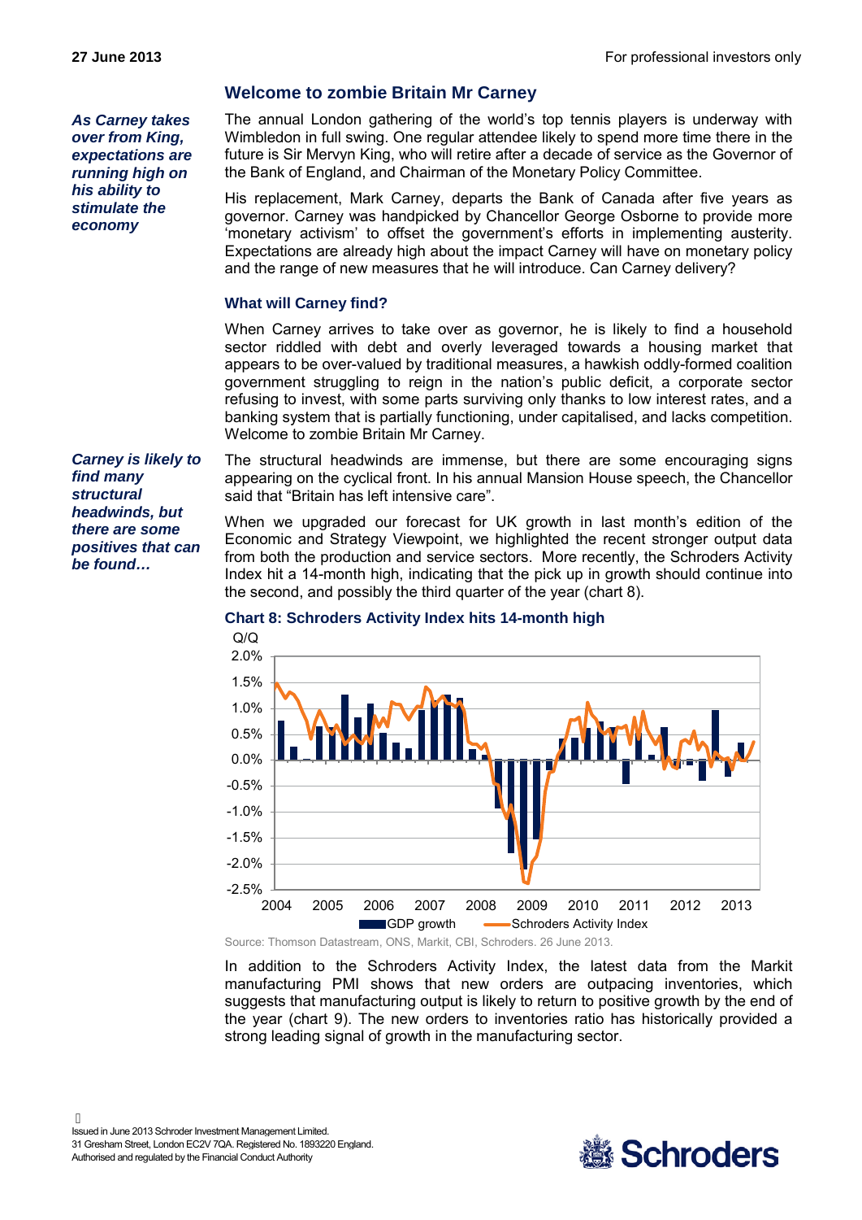## Welcome to zombie Britain Mr Carney

*As Carney takes over from King, expectations are running high on his ability to stimulate the economy*

The annual London gathering of the world's top tennis players is underway with Wimbledon in full swing. One regular attendee likely to spend more time there in the future is Sir Mervyn King, who will retire after a decade of service as the Governor of the Bank of England, and Chairman of the Monetary Policy Committee.

His replacement, Mark Carney, departs the Bank of Canada after five years as governor. Carney was handpicked by Chancellor George Osborne to provide more 'monetary activism' to offset the government's efforts in implementing austerity. Expectations are already high about the impact Carney will have on monetary policy and the range of new measures that he will introduce. Can Carney delivery?

### What will Carney find?

When Carney arrives to take over as governor, he is likely to find a household sector riddled with debt and overly leveraged towards a housing market that appears to be over-valued by traditional measures, a hawkish oddly-formed coalition government struggling to reign in the nation's public deficit, a corporate sector refusing to invest, with some parts surviving only thanks to low interest rates, and a banking system that is partially functioning, under capitalised, and lacks competition. Welcome to zombie Britain Mr Carney.

*Carney is likely to find many structural headwinds, but there are some positives that can be found…*

The structural headwinds are immense, but there are some encouraging signs appearing on the cyclical front. In his annual Mansion House speech, the Chancellor said that "Britain has left intensive care".

When we upgraded our forecast for UK growth in last month's edition of the Economic and Strategy Viewpoint, we highlighted the recent stronger output data from both the production and service sectors. More recently, the Schroders Activity Index hit a 14-month high, indicating that the pick up in growth should continue into the second, and possibly the third quarter of the year (chart 8).

**Chart 8: Schroders Activity Index hits 14-month high**

Source: Thomson Datastream, ONS, Markit, CBI, Schroders. 26 June 2013.

In addition to the Schroders Activity Index, the latest data from the Markit manufacturing PMI shows that new orders are outpacing inventories, which suggests that manufacturing output is likely to return to positive growth by the end of the year (chart 9). The new orders to inventories ratio has historically provided a strong leading signal of growth in the manufacturing sector.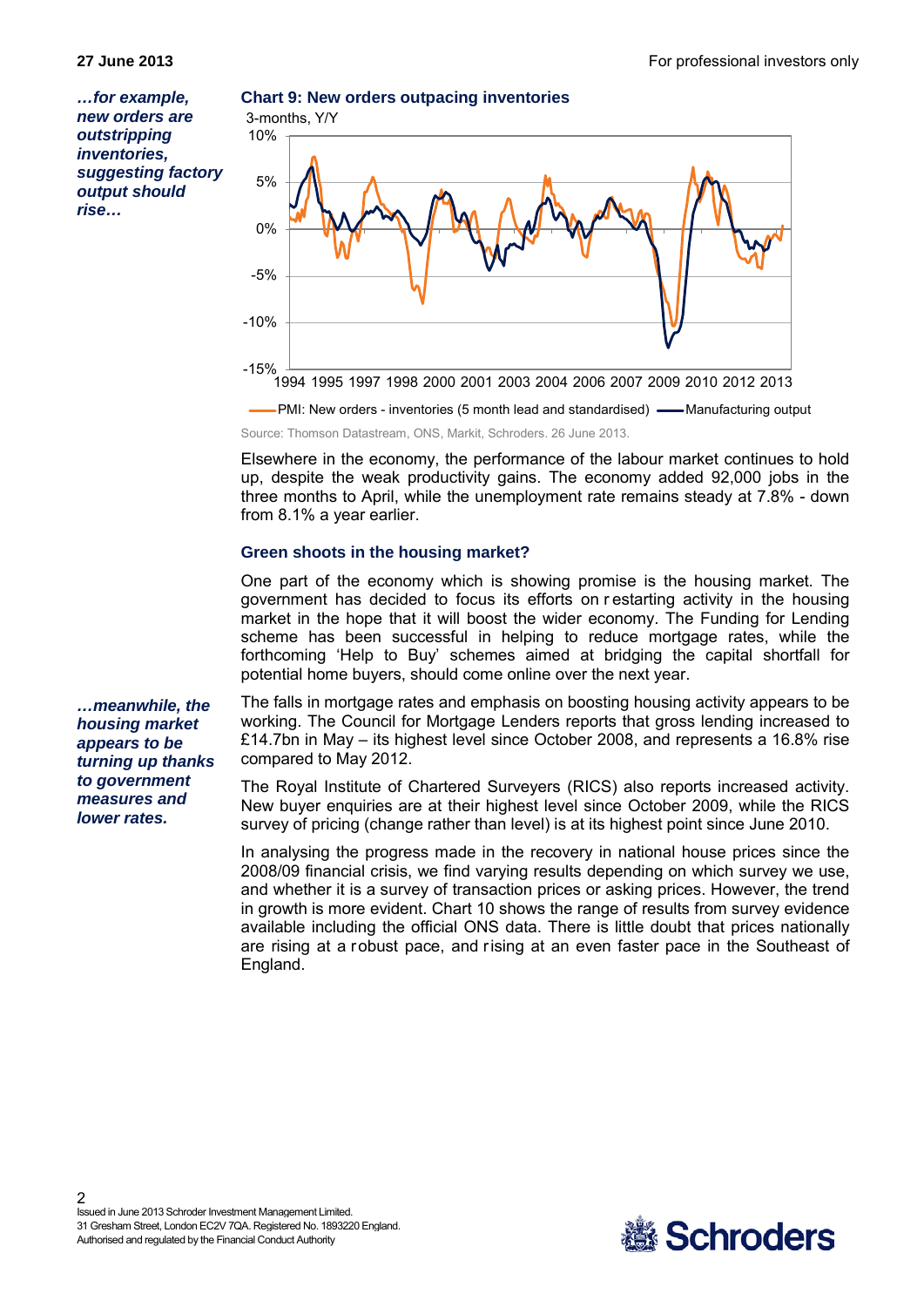*…for example, new orders are outstripping inventories, suggesting factory output should rise…*

**Chart 9: New orders outpacing inventories**

3-months, Y/Y

PMI: New orders - inventories (5 month lead and standardised) — Manufacturing output

Source: Thomson Datastream, ONS, Markit, Schroders. 26 June 2013.

Elsewhere in the economy, the performance of the labour market continues to hold up, despite the weak productivity gains. The economy added 92,000 jobs in the three months to April, while the unemployment rate remains steady at 7.8% - down from 8.1% a year earlier.

### Green shoots in the housing market?

One part of the economy which is showing promise is the housing market. The government has decided to focus its efforts on restarting activity in the housing market in the hope that it will boost the wider economy. The Funding for Lending scheme has been successful in helping to reduce mortgage rates, while the forthcoming 'Help to Buy' schemes aimed at bridging the capital shortfall for potential home buyers, should come online over the next year.

*…meanwhile, the housing market appears to be turning up thanks to government measures and lower rates.*

The falls in mortgage rates and emphasis on boosting housing activity appears to be working. The Council for Mortgage Lenders reports that gross lending increased to £14.7bn in May – its highest level since October 2008, and represents a 16.8% rise compared to May 2012.

The Royal Institute of Chartered Surveyers (RICS) also reports increased activity. New buyer enquiries are at their highest level since October 2009, while the RICS survey of pricing (change rather than level) is at its highest point since June 2010.

In analysing the progress made in the recovery in national house prices since the 2008/09 financial crisis, we find varying results depending on which survey we use, and whether it is a survey of transaction prices or asking prices. However, the trend in growth is more evident. Chart 10 shows the range of results from survey evidence available including the official ONS data. There is little doubt that prices nationally are rising at a robust pace, and rising at an even faster pace in the Southeast of England.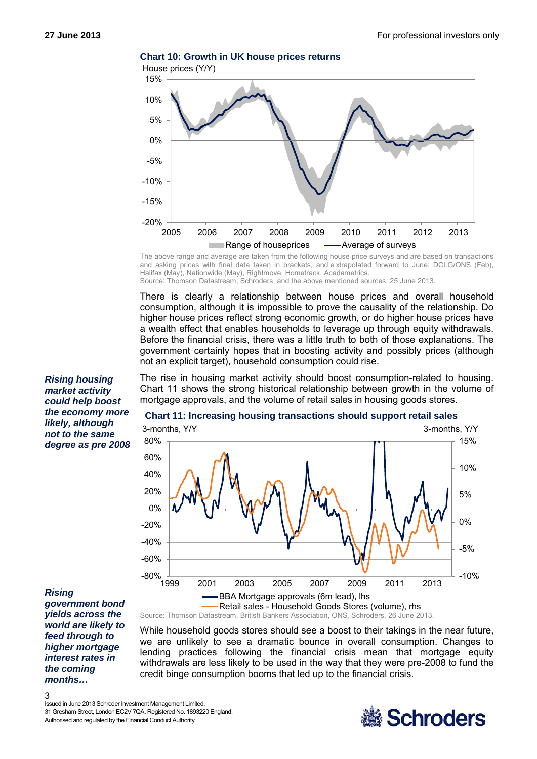**Chart 10: Growth in UK house prices returns**

The above range and average are taken from the following house price surveys and are based on transactions and asking prices with final data taken in brackets, and extrapolated forward to June: DCLG/ONS (Feb), Halifax (May), Nationwide (May), Rightmove, Hometrack, Acadametrics.
Source: Thomson Datastream, Schroders, and the above mentioned sources. 25 June 2013.

There is clearly a relationship between house prices and overall household consumption, although it is impossible to prove the causality of the relationship. Do higher house prices reflect strong economic growth, or do higher house prices have a wealth effect that enables households to leverage up through equity withdrawals. Before the financial crisis, there was a little truth to both of those explanations. The government certainly hopes that in boosting activity and possibly prices (although not an explicit target), household consumption could rise.

***Rising housing market activity could help boost the economy more likely, although not to the same degree as pre 2008***

The rise in housing market activity should boost consumption-related to housing. Chart 11 shows the strong historical relationship between growth in the volume of mortgage approvals, and the volume of retail sales in housing goods stores.

**Chart 11: Increasing housing transactions should support retail sales**

Source: Thomson Datastream, British Bankers Association, ONS, Schroders. 26 June 2013.

***Rising government bond yields across the world are likely to feed through to higher mortgage interest rates in the coming months…***

While household goods stores should see a boost to their takings in the near future, we are unlikely to see a dramatic bounce in overall consumption. Changes to lending practices following the financial crisis mean that mortgage equity withdrawals are less likely to be used in the way that they were pre-2008 to fund the credit binge consumption booms that led up to the financial crisis.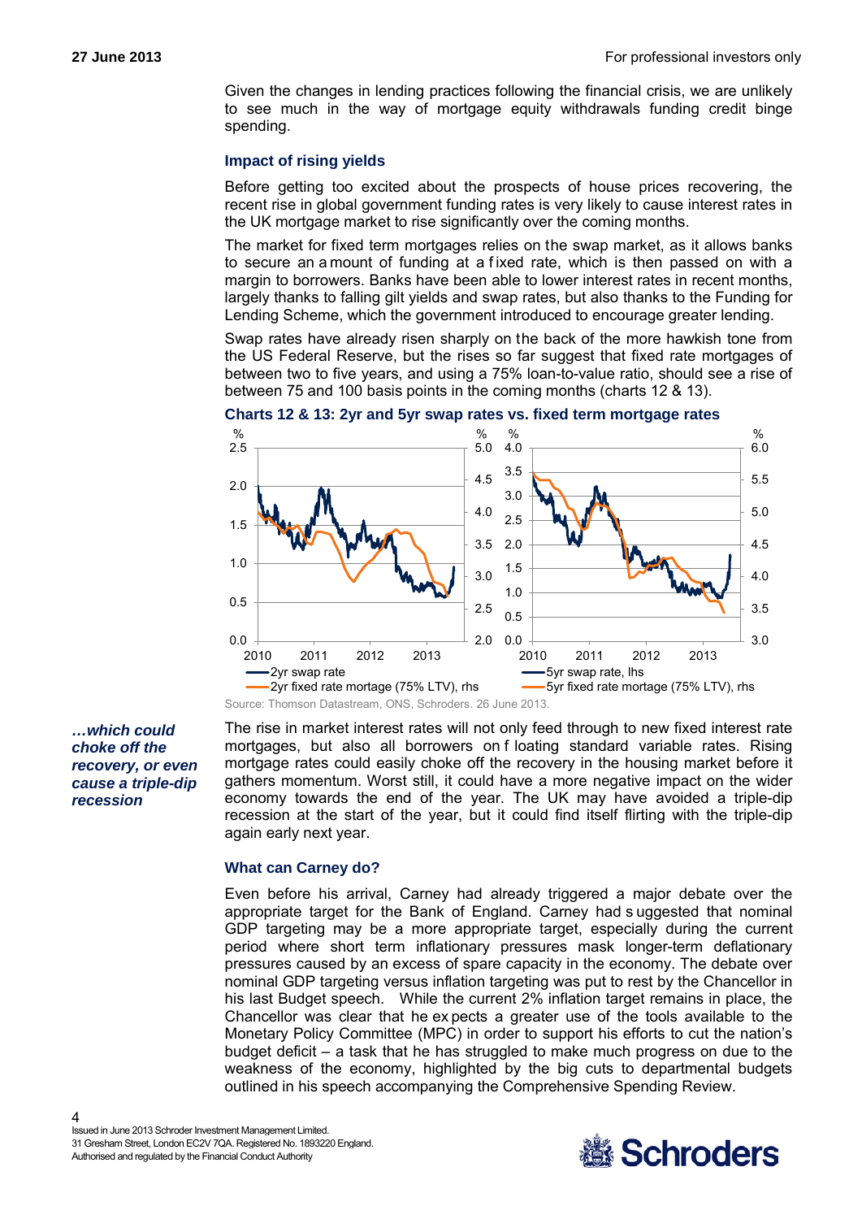Given the changes in lending practices following the financial crisis, we are unlikely to see much in the way of mortgage equity withdrawals funding credit binge spending.

### Impact of rising yields

Before getting too excited about the prospects of house prices recovering, the recent rise in global government funding rates is very likely to cause interest rates in the UK mortgage market to rise significantly over the coming months.

The market for fixed term mortgages relies on the swap market, as it allows banks to secure an amount of funding at a fixed rate, which is then passed on with a margin to borrowers. Banks have been able to lower interest rates in recent months, largely thanks to falling gilt yields and swap rates, but also thanks to the Funding for Lending Scheme, which the government introduced to encourage greater lending.

Swap rates have already risen sharply on the back of the more hawkish tone from the US Federal Reserve, but the rises so far suggest that fixed rate mortgages of between two to five years, and using a 75% loan-to-value ratio, should see a rise of between 75 and 100 basis points in the coming months (charts 12 & 13).

**Charts 12 & 13: 2yr and 5yr swap rates vs. fixed term mortgage rates**

Source: Thomson Datastream, ONS, Schroders. 26 June 2013.

***…which could choke off the recovery, or even cause a triple-dip recession***

The rise in market interest rates will not only feed through to new fixed interest rate mortgages, but also all borrowers on floating standard variable rates. Rising mortgage rates could easily choke off the recovery in the housing market before it gathers momentum. Worst still, it could have a more negative impact on the wider economy towards the end of the year. The UK may have avoided a triple-dip recession at the start of the year, but it could find itself flirting with the triple-dip again early next year.

### What can Carney do?

Even before his arrival, Carney had already triggered a major debate over the appropriate target for the Bank of England. Carney had suggested that nominal GDP targeting may be a more appropriate target, especially during the current period where short term inflationary pressures mask longer-term deflationary pressures caused by an excess of spare capacity in the economy. The debate over nominal GDP targeting versus inflation targeting was put to rest by the Chancellor in his last Budget speech. While the current 2% inflation target remains in place, the Chancellor was clear that he expects a greater use of the tools available to the Monetary Policy Committee (MPC) in order to support his efforts to cut the nation's budget deficit – a task that he has struggled to make much progress on due to the weakness of the economy, highlighted by the big cuts to departmental budgets outlined in his speech accompanying the Comprehensive Spending Review.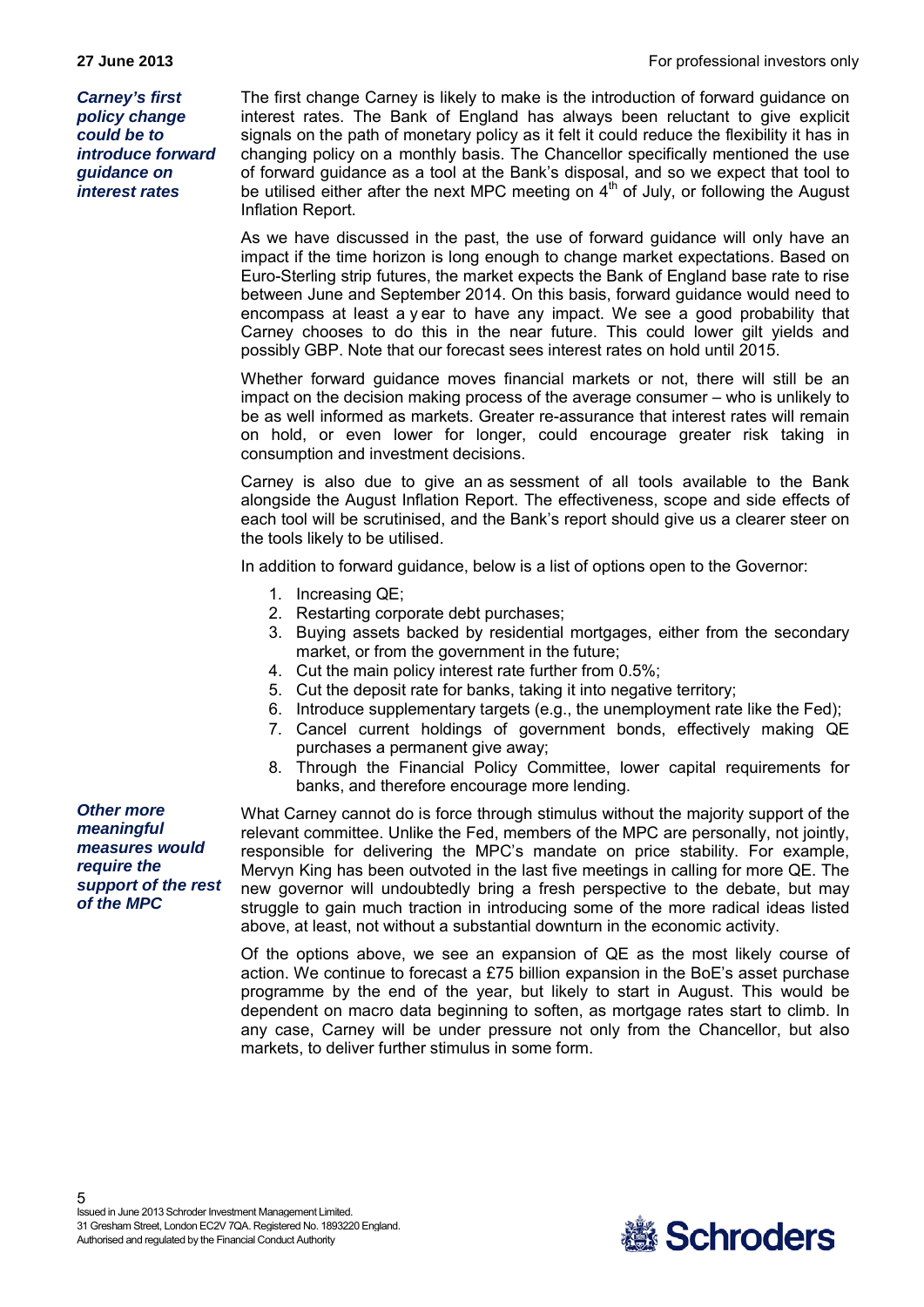***Carney's first policy change could be to introduce forward guidance on interest rates***

The first change Carney is likely to make is the introduction of forward guidance on interest rates. The Bank of England has always been reluctant to give explicit signals on the path of monetary policy as it felt it could reduce the flexibility it has in changing policy on a monthly basis. The Chancellor specifically mentioned the use of forward guidance as a tool at the Bank's disposal, and so we expect that tool to be utilised either after the next MPC meeting on 4th of July, or following the August Inflation Report.

As we have discussed in the past, the use of forward guidance will only have an impact if the time horizon is long enough to change market expectations. Based on Euro-Sterling strip futures, the market expects the Bank of England base rate to rise between June and September 2014. On this basis, forward guidance would need to encompass at least a year to have any impact. We see a good probability that Carney chooses to do this in the near future. This could lower gilt yields and possibly GBP. Note that our forecast sees interest rates on hold until 2015.

Whether forward guidance moves financial markets or not, there will still be an impact on the decision making process of the average consumer – who is unlikely to be as well informed as markets. Greater re-assurance that interest rates will remain on hold, or even lower for longer, could encourage greater risk taking in consumption and investment decisions.

Carney is also due to give an assessment of all tools available to the Bank alongside the August Inflation Report. The effectiveness, scope and side effects of each tool will be scrutinised, and the Bank's report should give us a clearer steer on the tools likely to be utilised.

In addition to forward guidance, below is a list of options open to the Governor:

1. Increasing QE;
2. Restarting corporate debt purchases;
3. Buying assets backed by residential mortgages, either from the secondary market, or from the government in the future;
4. Cut the main policy interest rate further from 0.5%;
5. Cut the deposit rate for banks, taking it into negative territory;
6. Introduce supplementary targets (e.g., the unemployment rate like the Fed);
7. Cancel current holdings of government bonds, effectively making QE purchases a permanent give away;
8. Through the Financial Policy Committee, lower capital requirements for banks, and therefore encourage more lending.

***Other more meaningful measures would require the support of the rest of the MPC***

What Carney cannot do is force through stimulus without the majority support of the relevant committee. Unlike the Fed, members of the MPC are personally, not jointly, responsible for delivering the MPC's mandate on price stability. For example, Mervyn King has been outvoted in the last five meetings in calling for more QE. The new governor will undoubtedly bring a fresh perspective to the debate, but may struggle to gain much traction in introducing some of the more radical ideas listed above, at least, not without a substantial downturn in the economic activity.

Of the options above, we see an expansion of QE as the most likely course of action. We continue to forecast a £75 billion expansion in the BoE's asset purchase programme by the end of the year, but likely to start in August. This would be dependent on macro data beginning to soften, as mortgage rates start to climb. In any case, Carney will be under pressure not only from the Chancellor, but also markets, to deliver further stimulus in some form.

Issued in June 2013 Schroder Investment Management Limited.
31 Gresham Street, London EC2V 7QA. Registered No. 1893220 England.
Authorised and regulated by the Financial Conduct Authority